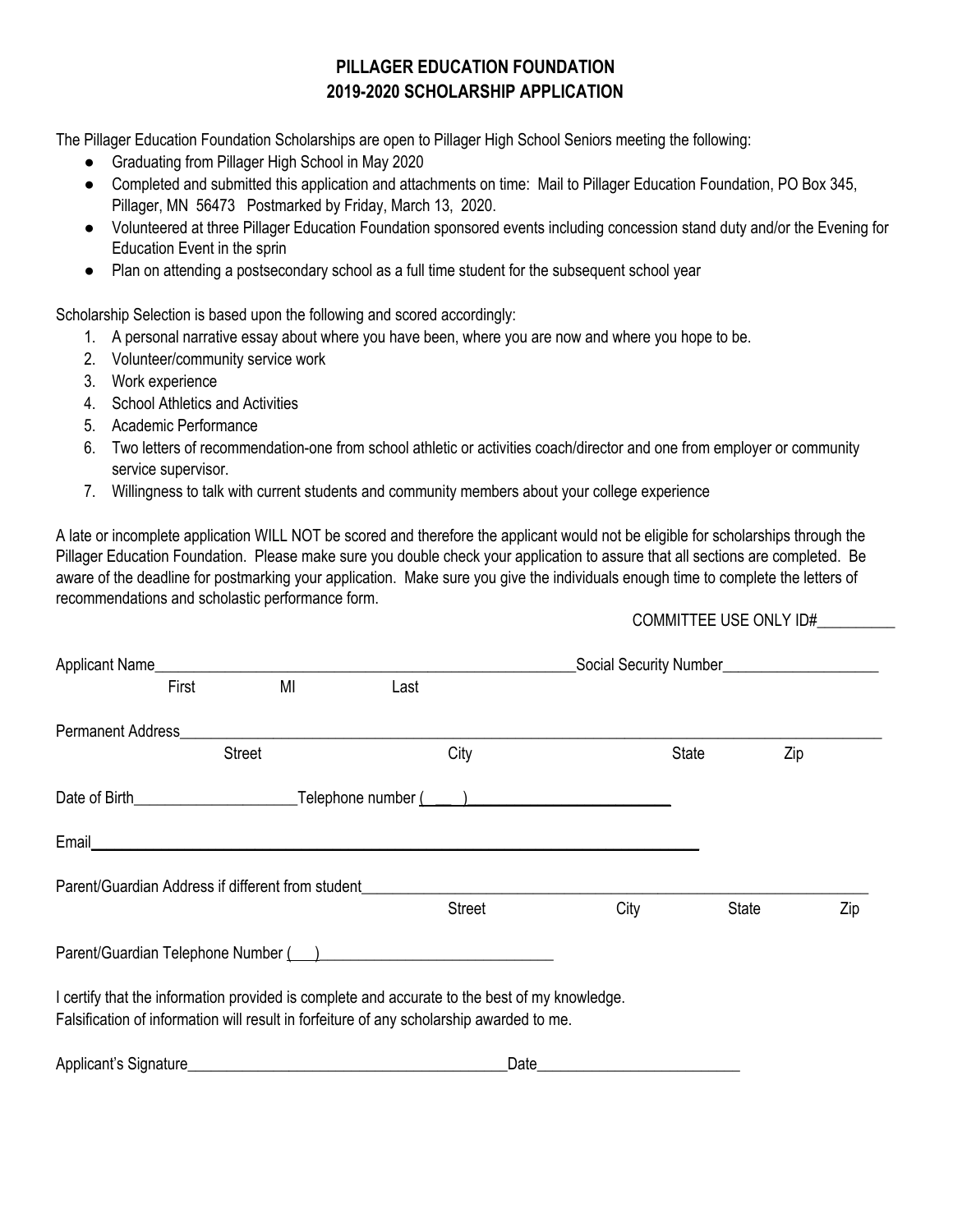# PILLAGER EDUCATION FOUNDATION
## 2019-2020 SCHOLARSHIP APPLICATION

The Pillager Education Foundation Scholarships are open to Pillager High School Seniors meeting the following:

- Graduating from Pillager High School in May 2020
- Completed and submitted this application and attachments on time: Mail to Pillager Education Foundation, PO Box 345, Pillager, MN 56473 Postmarked by Friday, March 13, 2020.
- Volunteered at three Pillager Education Foundation sponsored events including concession stand duty and/or the Evening for Education Event in the sprin
- Plan on attending a postsecondary school as a full time student for the subsequent school year

Scholarship Selection is based upon the following and scored accordingly:

1. A personal narrative essay about where you have been, where you are now and where you hope to be.
2. Volunteer/community service work
3. Work experience
4. School Athletics and Activities
5. Academic Performance
6. Two letters of recommendation-one from school athletic or activities coach/director and one from employer or community service supervisor.
7. Willingness to talk with current students and community members about your college experience

A late or incomplete application WILL NOT be scored and therefore the applicant would not be eligible for scholarships through the Pillager Education Foundation. Please make sure you double check your application to assure that all sections are completed. Be aware of the deadline for postmarking your application. Make sure you give the individuals enough time to complete the letters of recommendations and scholastic performance form.

COMMITTEE USE ONLY ID#__________

Applicant Name_______________________________________________________Social Security Number____________________
First MI Last

Permanent Address__________________________________________________________________________________________
Street City State Zip

Date of Birth____________________Telephone number (___)________________________

Email_________________________________________________________________________

Parent/Guardian Address if different from student__________________________________________________________________
Street City State Zip

Parent/Guardian Telephone Number (___)_____________________________

I certify that the information provided is complete and accurate to the best of my knowledge.
Falsification of information will result in forfeiture of any scholarship awarded to me.

Applicant's Signature_________________________________________Date__________________________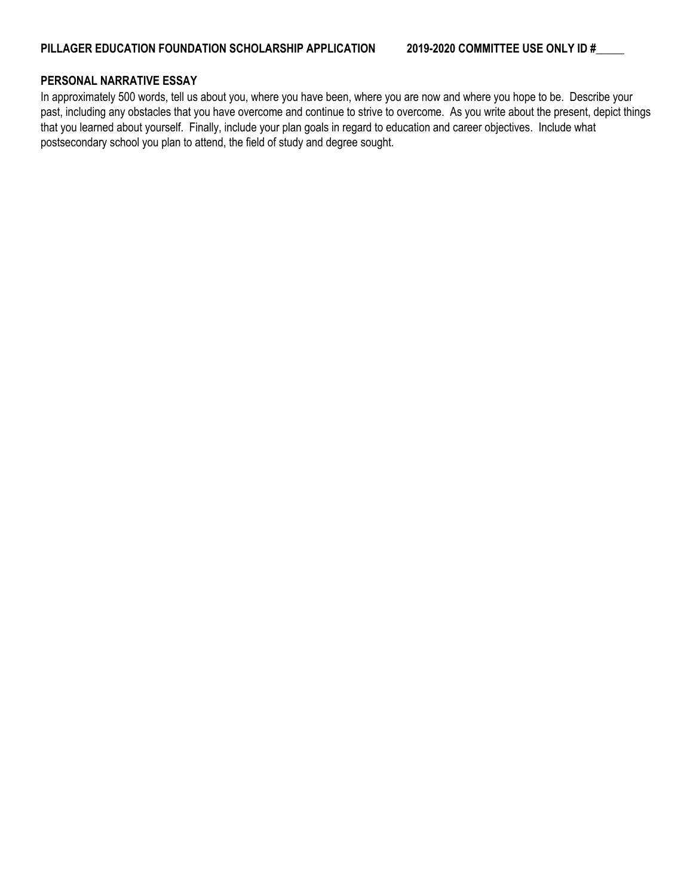**PILLAGER EDUCATION FOUNDATION SCHOLARSHIP APPLICATION 2019-2020 COMMITTEE USE ONLY ID #_____**

## PERSONAL NARRATIVE ESSAY

In approximately 500 words, tell us about you, where you have been, where you are now and where you hope to be. Describe your past, including any obstacles that you have overcome and continue to strive to overcome. As you write about the present, depict things that you learned about yourself. Finally, include your plan goals in regard to education and career objectives. Include what postsecondary school you plan to attend, the field of study and degree sought.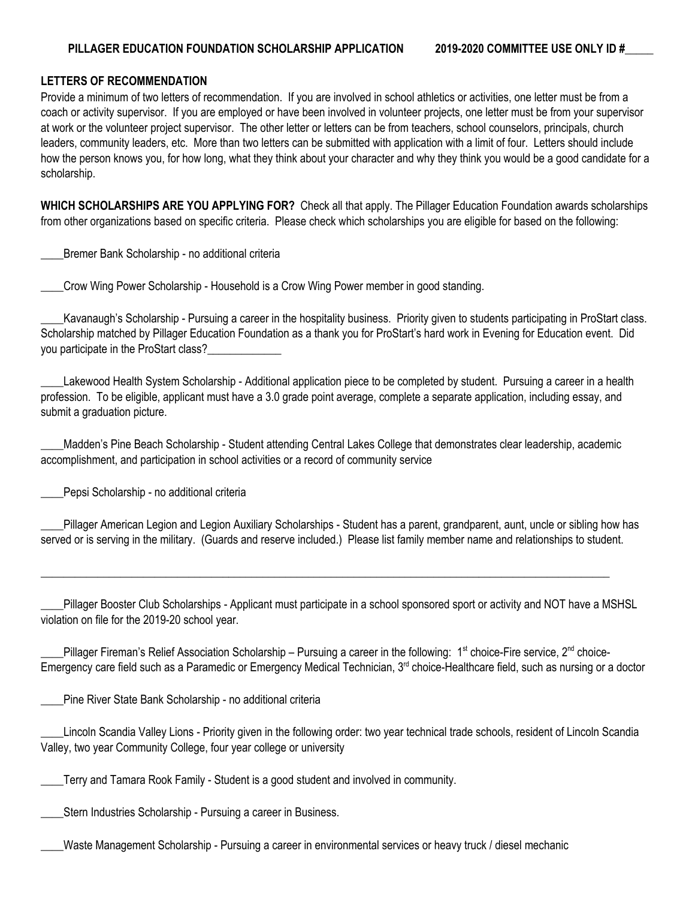**PILLAGER EDUCATION FOUNDATION SCHOLARSHIP APPLICATION 2019-2020 COMMITTEE USE ONLY ID #_____**

**LETTERS OF RECOMMENDATION**

Provide a minimum of two letters of recommendation. If you are involved in school athletics or activities, one letter must be from a coach or activity supervisor. If you are employed or have been involved in volunteer projects, one letter must be from your supervisor at work or the volunteer project supervisor. The other letter or letters can be from teachers, school counselors, principals, church leaders, community leaders, etc. More than two letters can be submitted with application with a limit of four. Letters should include how the person knows you, for how long, what they think about your character and why they think you would be a good candidate for a scholarship.

**WHICH SCHOLARSHIPS ARE YOU APPLYING FOR?** Check all that apply. The Pillager Education Foundation awards scholarships from other organizations based on specific criteria. Please check which scholarships you are eligible for based on the following:

____Bremer Bank Scholarship - no additional criteria

____Crow Wing Power Scholarship - Household is a Crow Wing Power member in good standing.

____Kavanaugh's Scholarship - Pursuing a career in the hospitality business. Priority given to students participating in ProStart class. Scholarship matched by Pillager Education Foundation as a thank you for ProStart's hard work in Evening for Education event. Did you participate in the ProStart class?_____________

____Lakewood Health System Scholarship - Additional application piece to be completed by student. Pursuing a career in a health profession. To be eligible, applicant must have a 3.0 grade point average, complete a separate application, including essay, and submit a graduation picture.

____Madden's Pine Beach Scholarship - Student attending Central Lakes College that demonstrates clear leadership, academic accomplishment, and participation in school activities or a record of community service

____Pepsi Scholarship - no additional criteria

____Pillager American Legion and Legion Auxiliary Scholarships - Student has a parent, grandparent, aunt, uncle or sibling how has served or is serving in the military. (Guards and reserve included.) Please list family member name and relationships to student.

_____________________________________________________________________________________________

____Pillager Booster Club Scholarships - Applicant must participate in a school sponsored sport or activity and NOT have a MSHSL violation on file for the 2019-20 school year.

____Pillager Fireman's Relief Association Scholarship – Pursuing a career in the following: 1st choice-Fire service, 2nd choice-Emergency care field such as a Paramedic or Emergency Medical Technician, 3rd choice-Healthcare field, such as nursing or a doctor

____Pine River State Bank Scholarship - no additional criteria

____Lincoln Scandia Valley Lions - Priority given in the following order: two year technical trade schools, resident of Lincoln Scandia Valley, two year Community College, four year college or university

____Terry and Tamara Rook Family - Student is a good student and involved in community.

____Stern Industries Scholarship - Pursuing a career in Business.

____Waste Management Scholarship - Pursuing a career in environmental services or heavy truck / diesel mechanic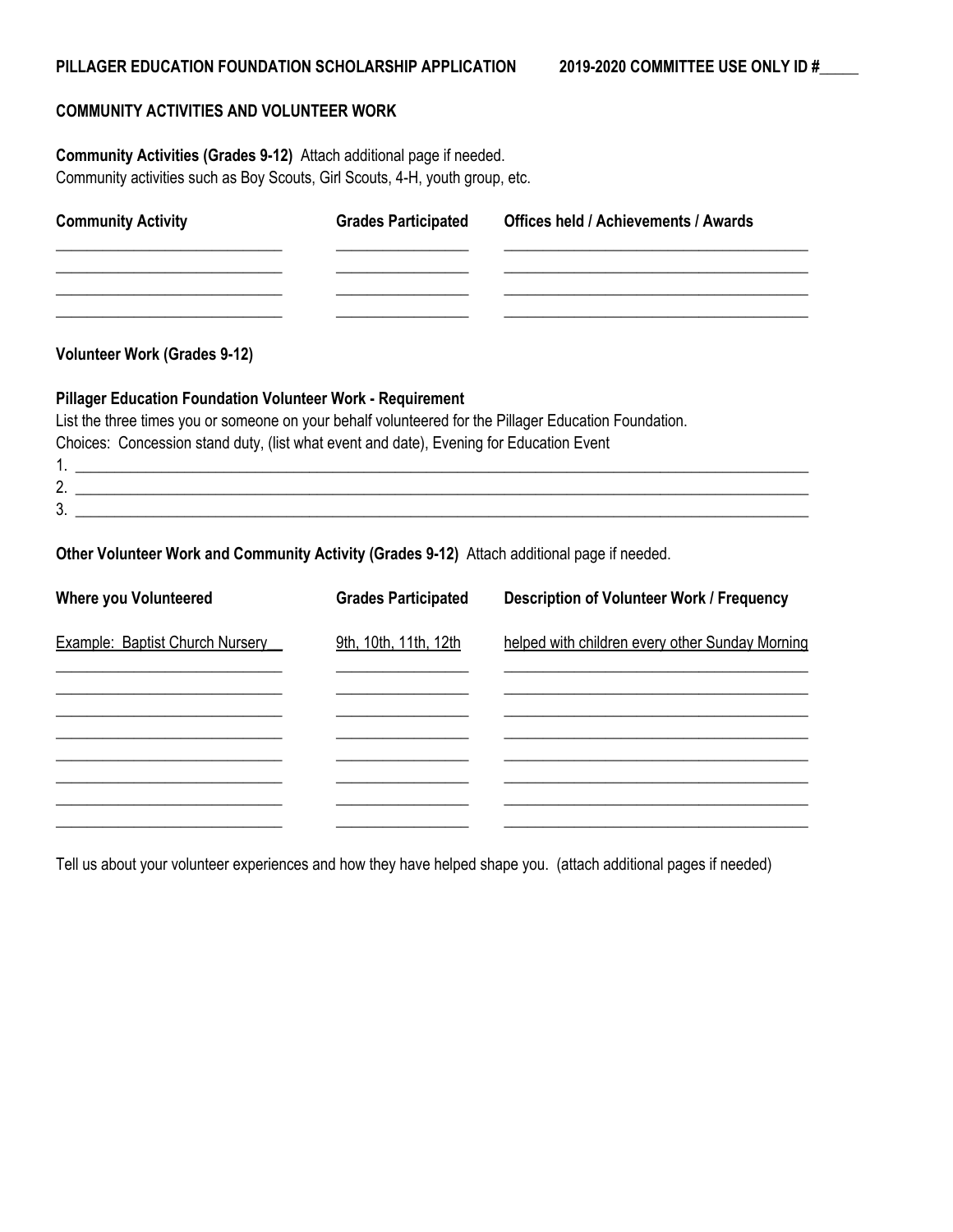**PILLAGER EDUCATION FOUNDATION SCHOLARSHIP APPLICATION** **2019-2020 COMMITTEE USE ONLY ID #_____**

**COMMUNITY ACTIVITIES AND VOLUNTEER WORK**

**Community Activities (Grades 9-12)** Attach additional page if needed.
Community activities such as Boy Scouts, Girl Scouts, 4-H, youth group, etc.

| Community Activity | Grades Participated | Offices held / Achievements / Awards |
|---|---|---|
| | | |
| | | |
| | | |
| | | |

**Volunteer Work (Grades 9-12)**

**Pillager Education Foundation Volunteer Work - Requirement**
List the three times you or someone on your behalf volunteered for the Pillager Education Foundation.
Choices: Concession stand duty, (list what event and date), Evening for Education Event

1. ____________________________________________
2. ____________________________________________
3. ____________________________________________

**Other Volunteer Work and Community Activity (Grades 9-12)** Attach additional page if needed.

| Where you Volunteered | Grades Participated | Description of Volunteer Work / Frequency |
|---|---|---|
| Example: Baptist Church Nursery | 9th, 10th, 11th, 12th | helped with children every other Sunday Morning |
| | | |
| | | |
| | | |
| | | |
| | | |
| | | |
| | | |

Tell us about your volunteer experiences and how they have helped shape you. (attach additional pages if needed)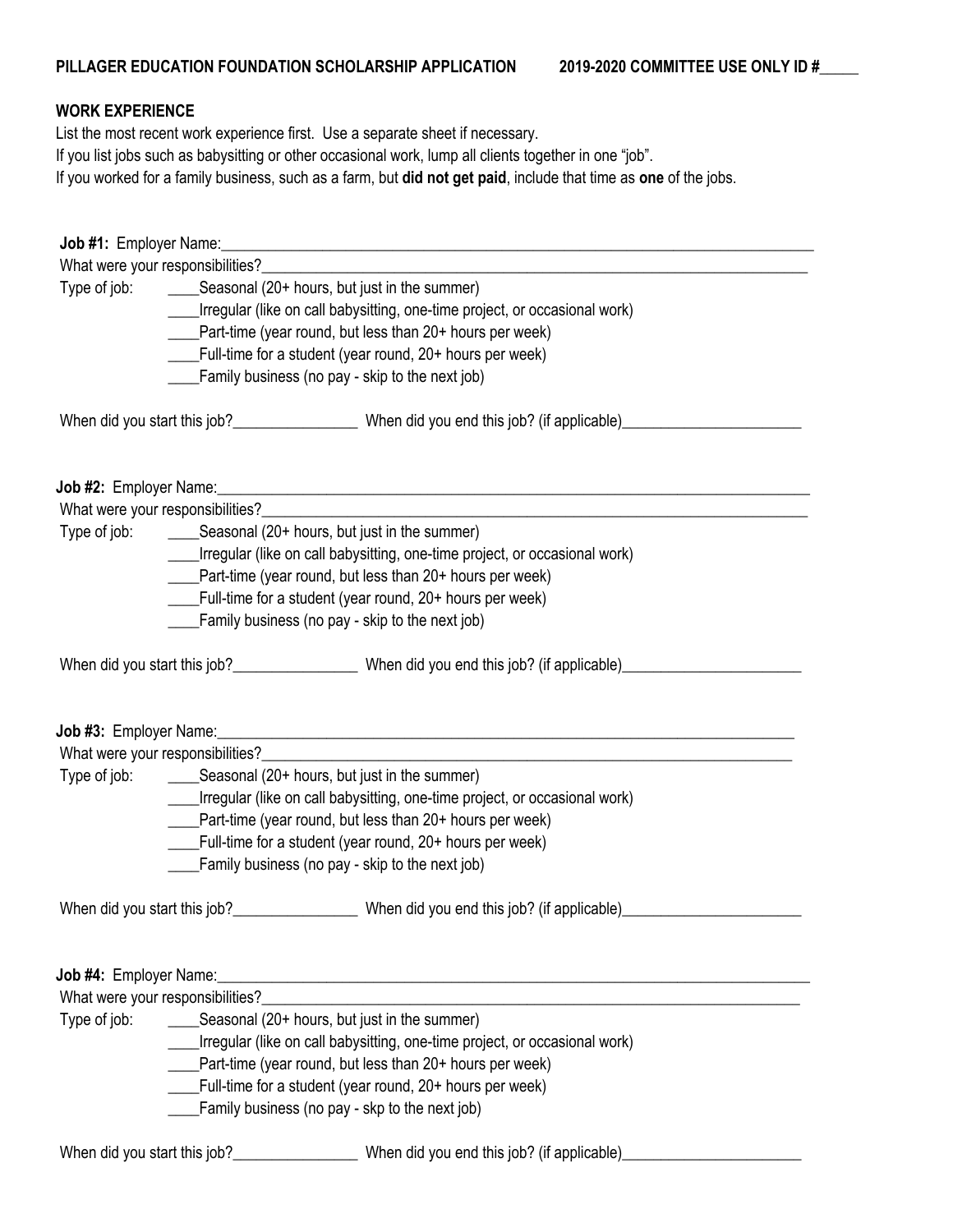**PILLAGER EDUCATION FOUNDATION SCHOLARSHIP APPLICATION** **2019-2020 COMMITTEE USE ONLY ID #_____**

## WORK EXPERIENCE

List the most recent work experience first. Use a separate sheet if necessary.
If you list jobs such as babysitting or other occasional work, lump all clients together in one "job".
If you worked for a family business, such as a farm, but **did not get paid**, include that time as **one** of the jobs.

**Job #1:** Employer Name:_______________________________________________________________________________

What were your responsibilities?___________________________________________________________________________

Type of job:
____Seasonal (20+ hours, but just in the summer)
____Irregular (like on call babysitting, one-time project, or occasional work)
____Part-time (year round, but less than 20+ hours per week)
____Full-time for a student (year round, 20+ hours per week)
____Family business (no pay - skip to the next job)

When did you start this job?________________ When did you end this job? (if applicable)_______________________

**Job #2:** Employer Name:_______________________________________________________________________________

What were your responsibilities?___________________________________________________________________________

Type of job:
____Seasonal (20+ hours, but just in the summer)
____Irregular (like on call babysitting, one-time project, or occasional work)
____Part-time (year round, but less than 20+ hours per week)
____Full-time for a student (year round, 20+ hours per week)
____Family business (no pay - skip to the next job)

When did you start this job?________________ When did you end this job? (if applicable)_______________________

**Job #3:** Employer Name:_______________________________________________________________________________

What were your responsibilities?___________________________________________________________________________

Type of job:
____Seasonal (20+ hours, but just in the summer)
____Irregular (like on call babysitting, one-time project, or occasional work)
____Part-time (year round, but less than 20+ hours per week)
____Full-time for a student (year round, 20+ hours per week)
____Family business (no pay - skip to the next job)

When did you start this job?________________ When did you end this job? (if applicable)_______________________

**Job #4:** Employer Name:_______________________________________________________________________________

What were your responsibilities?___________________________________________________________________________

Type of job:
____Seasonal (20+ hours, but just in the summer)
____Irregular (like on call babysitting, one-time project, or occasional work)
____Part-time (year round, but less than 20+ hours per week)
____Full-time for a student (year round, 20+ hours per week)
____Family business (no pay - skp to the next job)

When did you start this job?________________ When did you end this job? (if applicable)_______________________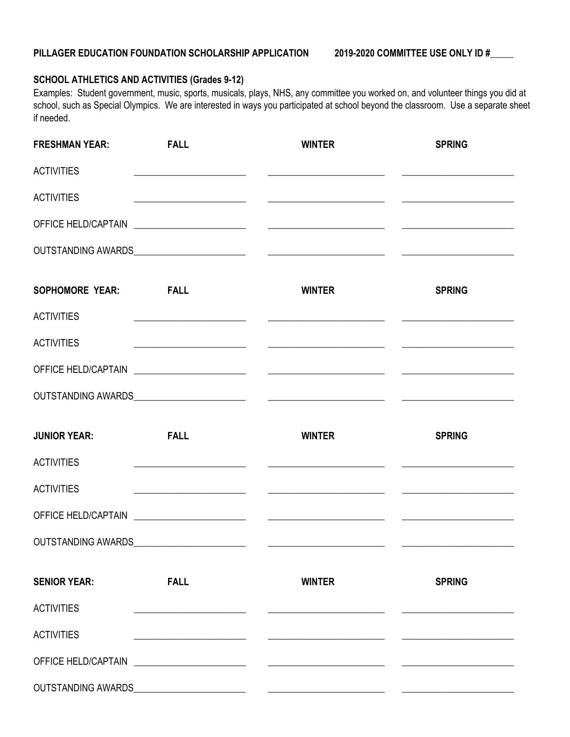**PILLAGER EDUCATION FOUNDATION SCHOLARSHIP APPLICATION** **2019-2020 COMMITTEE USE ONLY ID #\_\_\_\_\_**

### SCHOOL ATHLETICS AND ACTIVITIES (Grades 9-12)

Examples: Student government, music, sports, musicals, plays, NHS, any committee you worked on, and volunteer things you did at school, such as Special Olympics. We are interested in ways you participated at school beyond the classroom. Use a separate sheet if needed.

| **FRESHMAN YEAR:** | **FALL** | **WINTER** | **SPRING** |
|---|---|---|---|
| ACTIVITIES | | | |
| ACTIVITIES | | | |
| OFFICE HELD/CAPTAIN | | | |
| OUTSTANDING AWARDS | | | |

| **SOPHOMORE YEAR:** | **FALL** | **WINTER** | **SPRING** |
|---|---|---|---|
| ACTIVITIES | | | |
| ACTIVITIES | | | |
| OFFICE HELD/CAPTAIN | | | |
| OUTSTANDING AWARDS | | | |

| **JUNIOR YEAR:** | **FALL** | **WINTER** | **SPRING** |
|---|---|---|---|
| ACTIVITIES | | | |
| ACTIVITIES | | | |
| OFFICE HELD/CAPTAIN | | | |
| OUTSTANDING AWARDS | | | |

| **SENIOR YEAR:** | **FALL** | **WINTER** | **SPRING** |
|---|---|---|---|
| ACTIVITIES | | | |
| ACTIVITIES | | | |
| OFFICE HELD/CAPTAIN | | | |
| OUTSTANDING AWARDS | | | |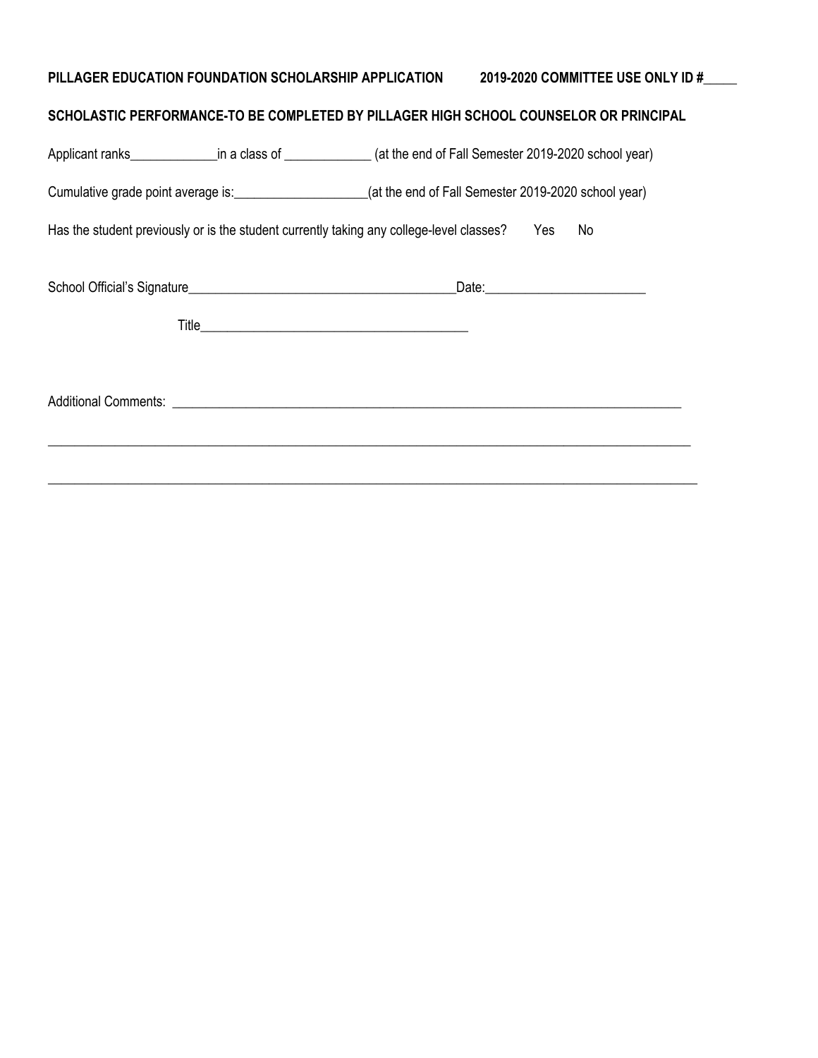**PILLAGER EDUCATION FOUNDATION SCHOLARSHIP APPLICATION 2019-2020 COMMITTEE USE ONLY ID #_____**

**SCHOLASTIC PERFORMANCE-TO BE COMPLETED BY PILLAGER HIGH SCHOOL COUNSELOR OR PRINCIPAL**

Applicant ranks_____________in a class of _____________ (at the end of Fall Semester 2019-2020 school year)

Cumulative grade point average is:____________________(at the end of Fall Semester 2019-2020 school year)

Has the student previously or is the student currently taking any college-level classes? Yes No

School Official's Signature________________________________________Date:________________________

Title_______________________________________

Additional Comments: ________________________________________________________________________________

_____________________________________________________________________________________________

_____________________________________________________________________________________________